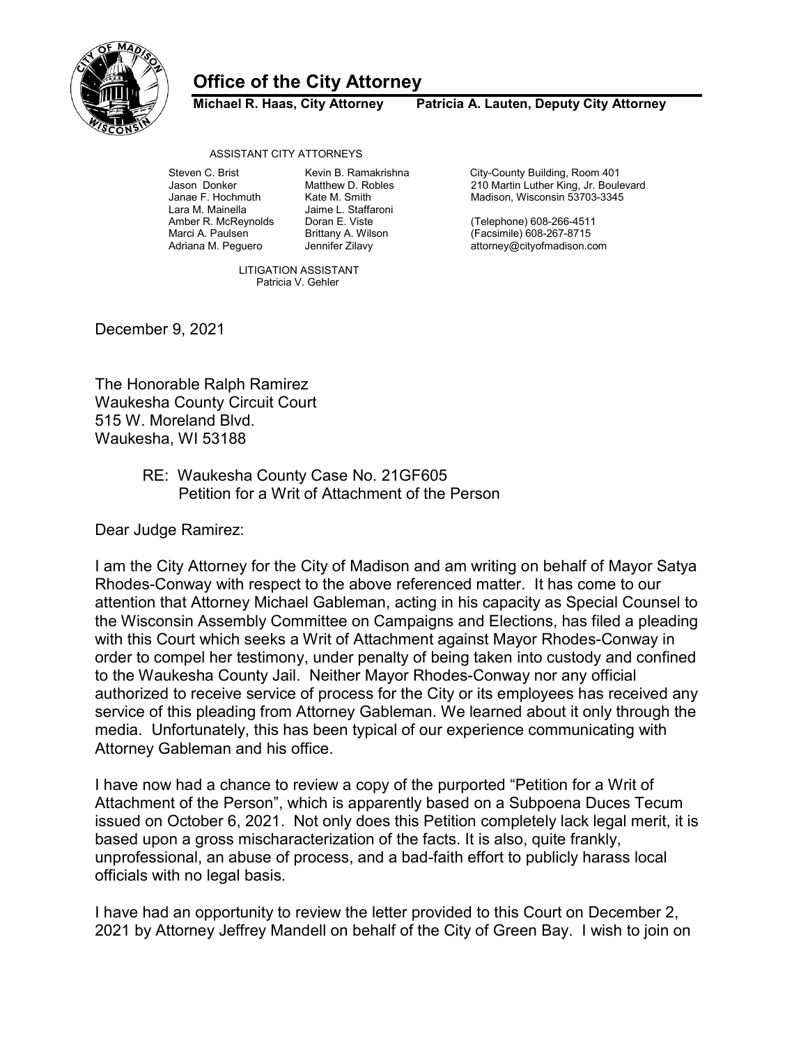# Office of the City Attorney

**Michael R. Haas, City Attorney    Patricia A. Lauten, Deputy City Attorney**

ASSISTANT CITY ATTORNEYS

Steven C. Brist
Jason Donker
Janae F. Hochmuth
Lara M. Mainella
Amber R. McReynolds
Marci A. Paulsen
Adriana M. Peguero

Kevin B. Ramakrishna
Matthew D. Robles
Kate M. Smith
Jaime L. Staffaroni
Doran E. Viste
Brittany A. Wilson
Jennifer Zilavy

LITIGATION ASSISTANT
Patricia V. Gehler

City-County Building, Room 401
210 Martin Luther King, Jr. Boulevard
Madison, Wisconsin 53703-3345

(Telephone) 608-266-4511
(Facsimile) 608-267-8715
attorney@cityofmadison.com

December 9, 2021

The Honorable Ralph Ramirez
Waukesha County Circuit Court
515 W. Moreland Blvd.
Waukesha, WI 53188

RE: Waukesha County Case No. 21GF605
Petition for a Writ of Attachment of the Person

Dear Judge Ramirez:

I am the City Attorney for the City of Madison and am writing on behalf of Mayor Satya Rhodes-Conway with respect to the above referenced matter. It has come to our attention that Attorney Michael Gableman, acting in his capacity as Special Counsel to the Wisconsin Assembly Committee on Campaigns and Elections, has filed a pleading with this Court which seeks a Writ of Attachment against Mayor Rhodes-Conway in order to compel her testimony, under penalty of being taken into custody and confined to the Waukesha County Jail. Neither Mayor Rhodes-Conway nor any official authorized to receive service of process for the City or its employees has received any service of this pleading from Attorney Gableman. We learned about it only through the media. Unfortunately, this has been typical of our experience communicating with Attorney Gableman and his office.

I have now had a chance to review a copy of the purported "Petition for a Writ of Attachment of the Person", which is apparently based on a Subpoena Duces Tecum issued on October 6, 2021. Not only does this Petition completely lack legal merit, it is based upon a gross mischaracterization of the facts. It is also, quite frankly, unprofessional, an abuse of process, and a bad-faith effort to publicly harass local officials with no legal basis.

I have had an opportunity to review the letter provided to this Court on December 2, 2021 by Attorney Jeffrey Mandell on behalf of the City of Green Bay. I wish to join on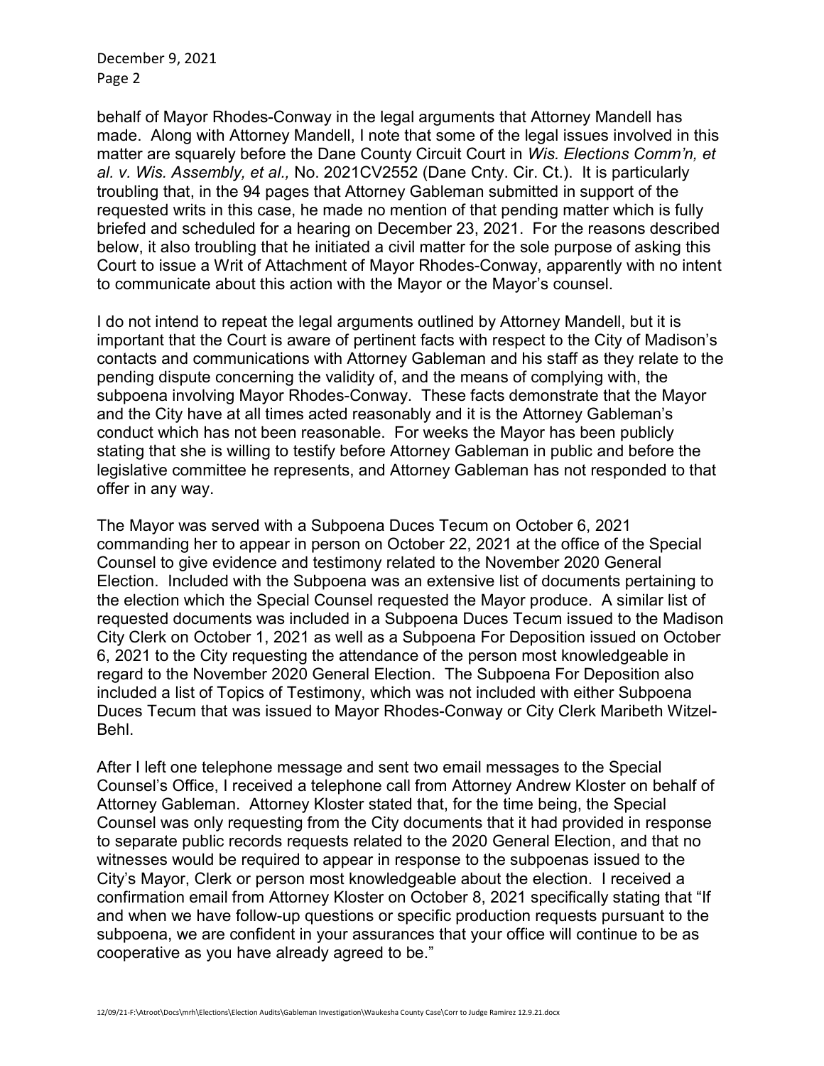behalf of Mayor Rhodes-Conway in the legal arguments that Attorney Mandell has made. Along with Attorney Mandell, I note that some of the legal issues involved in this matter are squarely before the Dane County Circuit Court in *Wis. Elections Comm'n, et al. v. Wis. Assembly, et al.,* No. 2021CV2552 (Dane Cnty. Cir. Ct.). It is particularly troubling that, in the 94 pages that Attorney Gableman submitted in support of the requested writs in this case, he made no mention of that pending matter which is fully briefed and scheduled for a hearing on December 23, 2021. For the reasons described below, it also troubling that he initiated a civil matter for the sole purpose of asking this Court to issue a Writ of Attachment of Mayor Rhodes-Conway, apparently with no intent to communicate about this action with the Mayor or the Mayor's counsel.

I do not intend to repeat the legal arguments outlined by Attorney Mandell, but it is important that the Court is aware of pertinent facts with respect to the City of Madison's contacts and communications with Attorney Gableman and his staff as they relate to the pending dispute concerning the validity of, and the means of complying with, the subpoena involving Mayor Rhodes-Conway. These facts demonstrate that the Mayor and the City have at all times acted reasonably and it is the Attorney Gableman's conduct which has not been reasonable. For weeks the Mayor has been publicly stating that she is willing to testify before Attorney Gableman in public and before the legislative committee he represents, and Attorney Gableman has not responded to that offer in any way.

The Mayor was served with a Subpoena Duces Tecum on October 6, 2021 commanding her to appear in person on October 22, 2021 at the office of the Special Counsel to give evidence and testimony related to the November 2020 General Election. Included with the Subpoena was an extensive list of documents pertaining to the election which the Special Counsel requested the Mayor produce. A similar list of requested documents was included in a Subpoena Duces Tecum issued to the Madison City Clerk on October 1, 2021 as well as a Subpoena For Deposition issued on October 6, 2021 to the City requesting the attendance of the person most knowledgeable in regard to the November 2020 General Election. The Subpoena For Deposition also included a list of Topics of Testimony, which was not included with either Subpoena Duces Tecum that was issued to Mayor Rhodes-Conway or City Clerk Maribeth Witzel-Behl.

After I left one telephone message and sent two email messages to the Special Counsel's Office, I received a telephone call from Attorney Andrew Kloster on behalf of Attorney Gableman. Attorney Kloster stated that, for the time being, the Special Counsel was only requesting from the City documents that it had provided in response to separate public records requests related to the 2020 General Election, and that no witnesses would be required to appear in response to the subpoenas issued to the City's Mayor, Clerk or person most knowledgeable about the election. I received a confirmation email from Attorney Kloster on October 8, 2021 specifically stating that "If and when we have follow-up questions or specific production requests pursuant to the subpoena, we are confident in your assurances that your office will continue to be as cooperative as you have already agreed to be."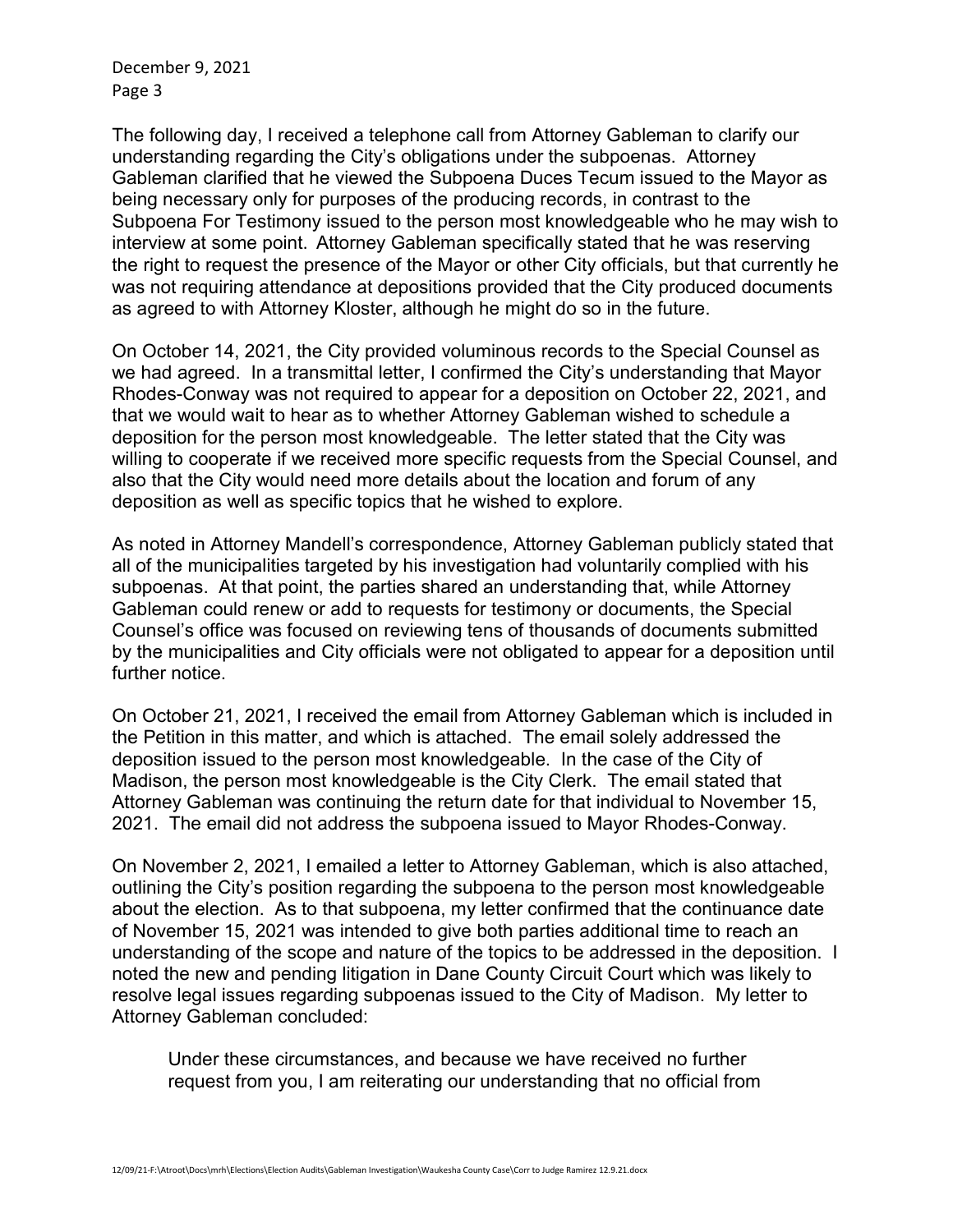The following day, I received a telephone call from Attorney Gableman to clarify our understanding regarding the City's obligations under the subpoenas. Attorney Gableman clarified that he viewed the Subpoena Duces Tecum issued to the Mayor as being necessary only for purposes of the producing records, in contrast to the Subpoena For Testimony issued to the person most knowledgeable who he may wish to interview at some point. Attorney Gableman specifically stated that he was reserving the right to request the presence of the Mayor or other City officials, but that currently he was not requiring attendance at depositions provided that the City produced documents as agreed to with Attorney Kloster, although he might do so in the future.

On October 14, 2021, the City provided voluminous records to the Special Counsel as we had agreed. In a transmittal letter, I confirmed the City's understanding that Mayor Rhodes-Conway was not required to appear for a deposition on October 22, 2021, and that we would wait to hear as to whether Attorney Gableman wished to schedule a deposition for the person most knowledgeable. The letter stated that the City was willing to cooperate if we received more specific requests from the Special Counsel, and also that the City would need more details about the location and forum of any deposition as well as specific topics that he wished to explore.

As noted in Attorney Mandell's correspondence, Attorney Gableman publicly stated that all of the municipalities targeted by his investigation had voluntarily complied with his subpoenas. At that point, the parties shared an understanding that, while Attorney Gableman could renew or add to requests for testimony or documents, the Special Counsel's office was focused on reviewing tens of thousands of documents submitted by the municipalities and City officials were not obligated to appear for a deposition until further notice.

On October 21, 2021, I received the email from Attorney Gableman which is included in the Petition in this matter, and which is attached. The email solely addressed the deposition issued to the person most knowledgeable. In the case of the City of Madison, the person most knowledgeable is the City Clerk. The email stated that Attorney Gableman was continuing the return date for that individual to November 15, 2021. The email did not address the subpoena issued to Mayor Rhodes-Conway.

On November 2, 2021, I emailed a letter to Attorney Gableman, which is also attached, outlining the City's position regarding the subpoena to the person most knowledgeable about the election. As to that subpoena, my letter confirmed that the continuance date of November 15, 2021 was intended to give both parties additional time to reach an understanding of the scope and nature of the topics to be addressed in the deposition. I noted the new and pending litigation in Dane County Circuit Court which was likely to resolve legal issues regarding subpoenas issued to the City of Madison. My letter to Attorney Gableman concluded:

> Under these circumstances, and because we have received no further request from you, I am reiterating our understanding that no official from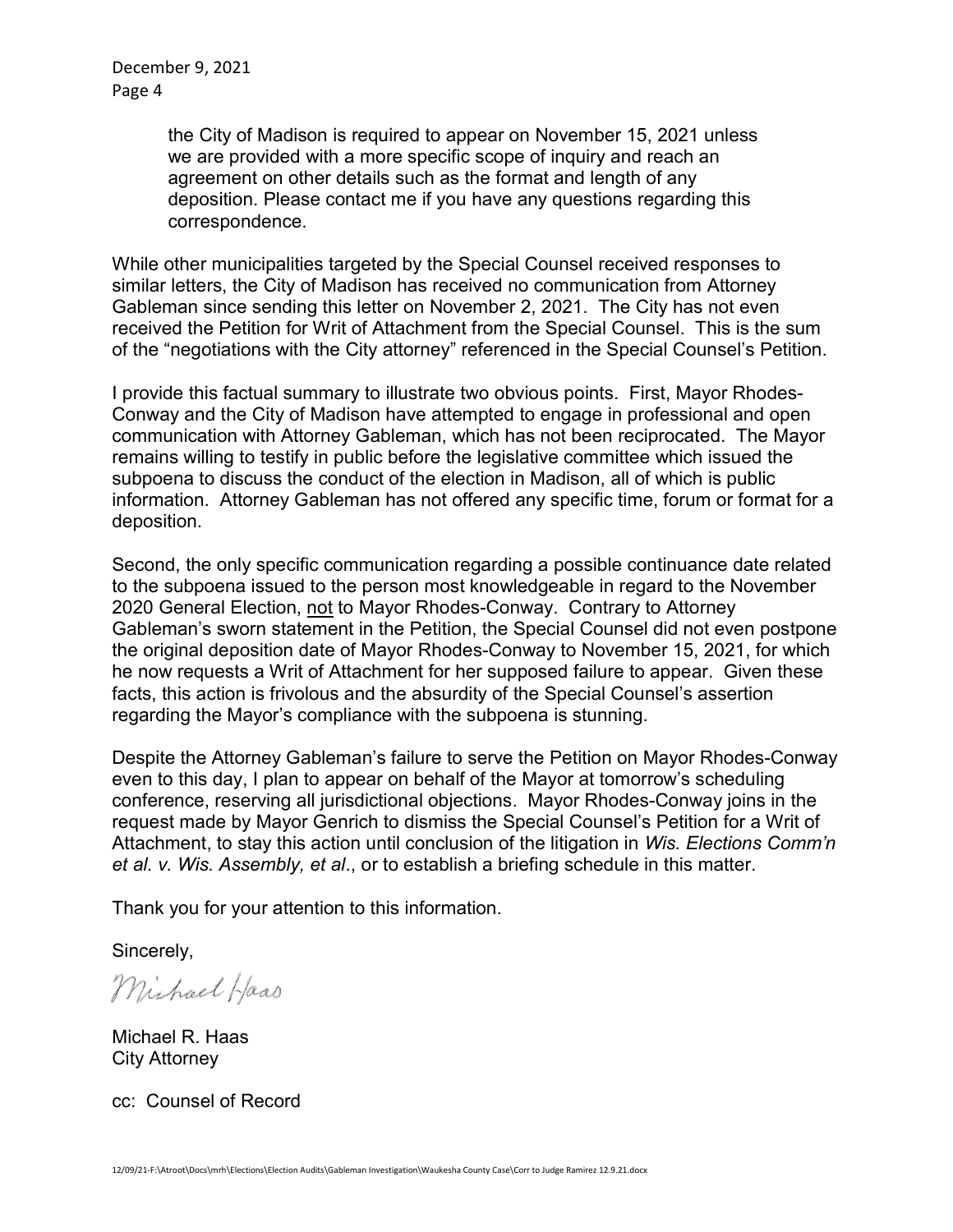> the City of Madison is required to appear on November 15, 2021 unless we are provided with a more specific scope of inquiry and reach an agreement on other details such as the format and length of any deposition. Please contact me if you have any questions regarding this correspondence.

While other municipalities targeted by the Special Counsel received responses to similar letters, the City of Madison has received no communication from Attorney Gableman since sending this letter on November 2, 2021. The City has not even received the Petition for Writ of Attachment from the Special Counsel. This is the sum of the "negotiations with the City attorney" referenced in the Special Counsel's Petition.

I provide this factual summary to illustrate two obvious points. First, Mayor Rhodes-Conway and the City of Madison have attempted to engage in professional and open communication with Attorney Gableman, which has not been reciprocated. The Mayor remains willing to testify in public before the legislative committee which issued the subpoena to discuss the conduct of the election in Madison, all of which is public information. Attorney Gableman has not offered any specific time, forum or format for a deposition.

Second, the only specific communication regarding a possible continuance date related to the subpoena issued to the person most knowledgeable in regard to the November 2020 General Election, <u>not</u> to Mayor Rhodes-Conway. Contrary to Attorney Gableman's sworn statement in the Petition, the Special Counsel did not even postpone the original deposition date of Mayor Rhodes-Conway to November 15, 2021, for which he now requests a Writ of Attachment for her supposed failure to appear. Given these facts, this action is frivolous and the absurdity of the Special Counsel's assertion regarding the Mayor's compliance with the subpoena is stunning.

Despite the Attorney Gableman's failure to serve the Petition on Mayor Rhodes-Conway even to this day, I plan to appear on behalf of the Mayor at tomorrow's scheduling conference, reserving all jurisdictional objections. Mayor Rhodes-Conway joins in the request made by Mayor Genrich to dismiss the Special Counsel's Petition for a Writ of Attachment, to stay this action until conclusion of the litigation in *Wis. Elections Comm'n et al. v. Wis. Assembly, et al*., or to establish a briefing schedule in this matter.

Thank you for your attention to this information.

Sincerely,

*Michael Haas*

Michael R. Haas
City Attorney

cc: Counsel of Record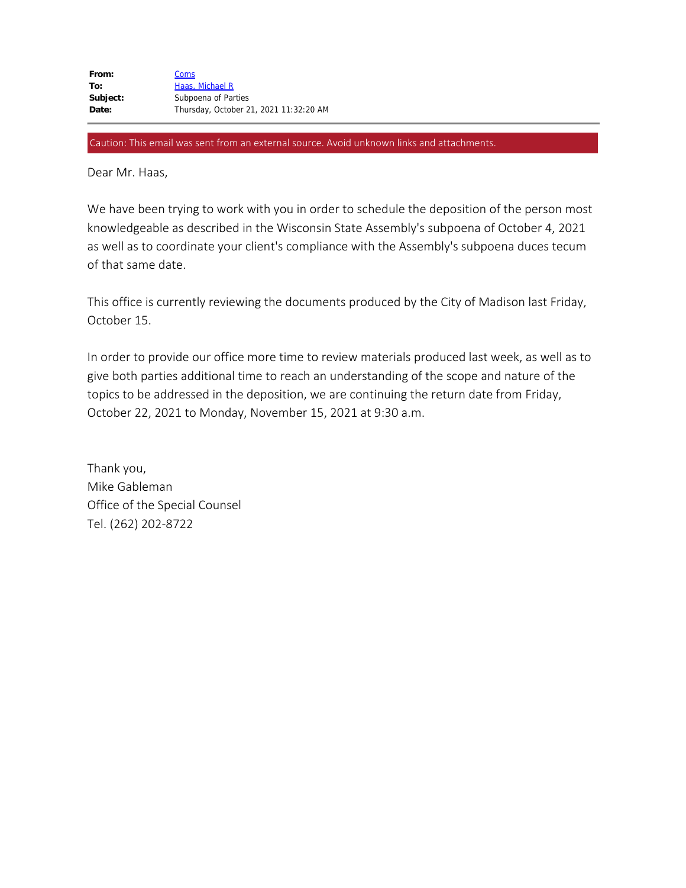**From:** Coms
**To:** Haas, Michael R
**Subject:** Subpoena of Parties
**Date:** Thursday, October 21, 2021 11:32:20 AM

Caution: This email was sent from an external source. Avoid unknown links and attachments.

Dear Mr. Haas,

We have been trying to work with you in order to schedule the deposition of the person most knowledgeable as described in the Wisconsin State Assembly's subpoena of October 4, 2021 as well as to coordinate your client's compliance with the Assembly's subpoena duces tecum of that same date.

This office is currently reviewing the documents produced by the City of Madison last Friday, October 15.

In order to provide our office more time to review materials produced last week, as well as to give both parties additional time to reach an understanding of the scope and nature of the topics to be addressed in the deposition, we are continuing the return date from Friday, October 22, 2021 to Monday, November 15, 2021 at 9:30 a.m.

Thank you,
Mike Gableman
Office of the Special Counsel
Tel. (262) 202-8722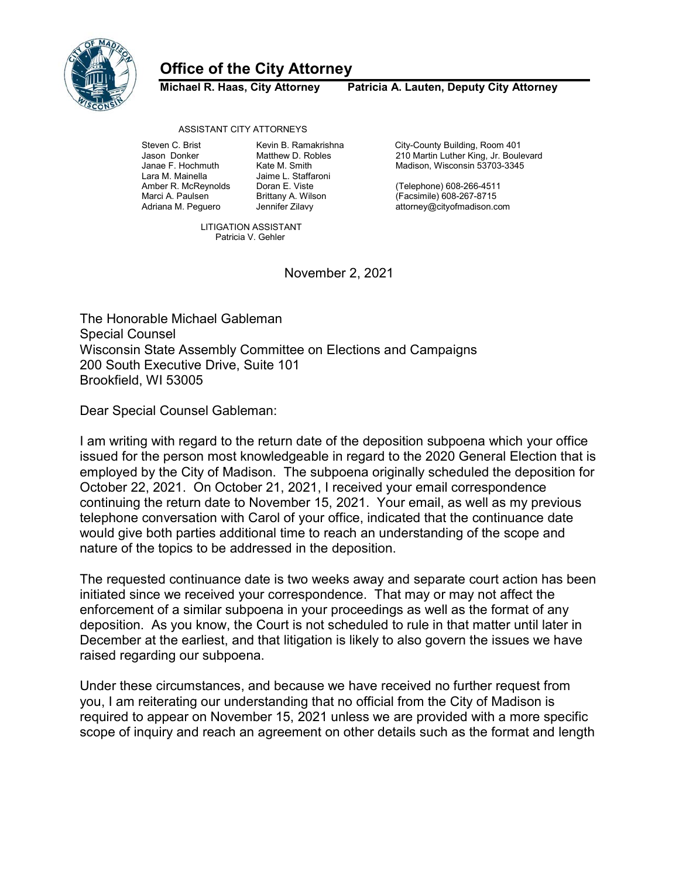# Office of the City Attorney

**Michael R. Haas, City Attorney    Patricia A. Lauten, Deputy City Attorney**

ASSISTANT CITY ATTORNEYS

Steven C. Brist
Jason Donker
Janae F. Hochmuth
Lara M. Mainella
Amber R. McReynolds
Marci A. Paulsen
Adriana M. Peguero

Kevin B. Ramakrishna
Matthew D. Robles
Kate M. Smith
Jaime L. Staffaroni
Doran E. Viste
Brittany A. Wilson
Jennifer Zilavy

LITIGATION ASSISTANT
Patricia V. Gehler

City-County Building, Room 401
210 Martin Luther King, Jr. Boulevard
Madison, Wisconsin 53703-3345

(Telephone) 608-266-4511
(Facsimile) 608-267-8715
attorney@cityofmadison.com

November 2, 2021

The Honorable Michael Gableman
Special Counsel
Wisconsin State Assembly Committee on Elections and Campaigns
200 South Executive Drive, Suite 101
Brookfield, WI 53005

Dear Special Counsel Gableman:

I am writing with regard to the return date of the deposition subpoena which your office issued for the person most knowledgeable in regard to the 2020 General Election that is employed by the City of Madison. The subpoena originally scheduled the deposition for October 22, 2021. On October 21, 2021, I received your email correspondence continuing the return date to November 15, 2021. Your email, as well as my previous telephone conversation with Carol of your office, indicated that the continuance date would give both parties additional time to reach an understanding of the scope and nature of the topics to be addressed in the deposition.

The requested continuance date is two weeks away and separate court action has been initiated since we received your correspondence. That may or may not affect the enforcement of a similar subpoena in your proceedings as well as the format of any deposition. As you know, the Court is not scheduled to rule in that matter until later in December at the earliest, and that litigation is likely to also govern the issues we have raised regarding our subpoena.

Under these circumstances, and because we have received no further request from you, I am reiterating our understanding that no official from the City of Madison is required to appear on November 15, 2021 unless we are provided with a more specific scope of inquiry and reach an agreement on other details such as the format and length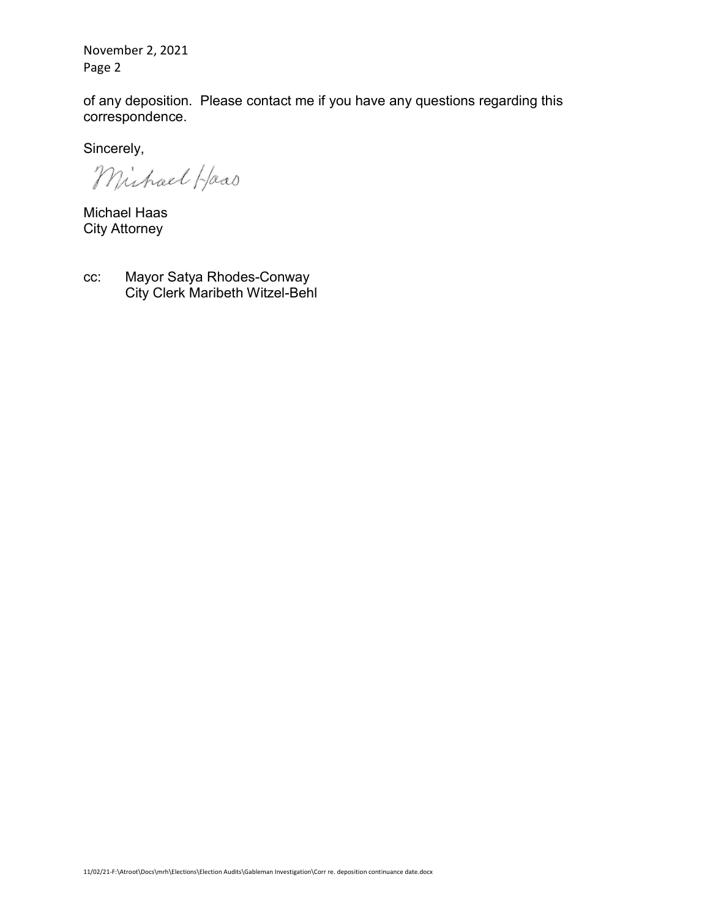of any deposition. Please contact me if you have any questions regarding this correspondence.

Sincerely,

Michael Haas

Michael Haas
City Attorney

cc: Mayor Satya Rhodes-Conway
City Clerk Maribeth Witzel-Behl

11/02/21-F:\Atroot\Docs\mrh\Elections\Election Audits\Gableman Investigation\Corr re. deposition continuance date.docx